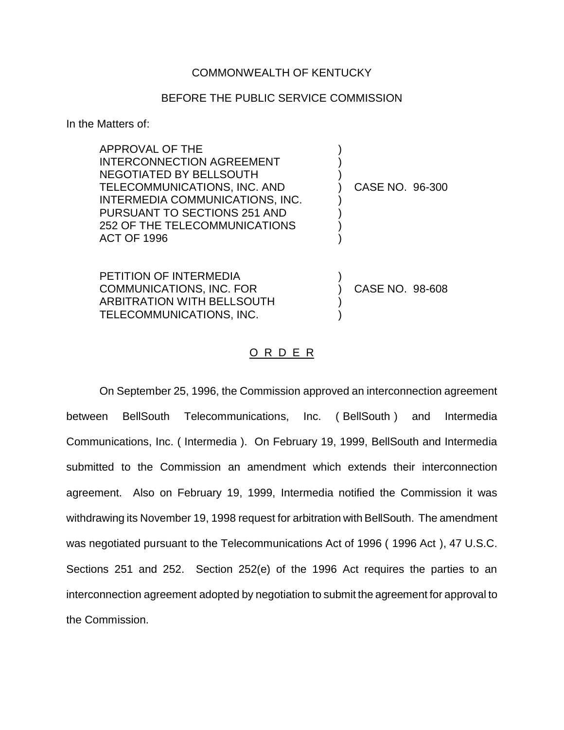COMMONWEALTH OF KENTUCKY

BEFORE THE PUBLIC SERVICE COMMISSION

In the Matters of:

| | | |
|---|---|---|
| APPROVAL OF THE INTERCONNECTION AGREEMENT NEGOTIATED BY BELLSOUTH TELECOMMUNICATIONS, INC. AND INTERMEDIA COMMUNICATIONS, INC. PURSUANT TO SECTIONS 251 AND 252 OF THE TELECOMMUNICATIONS ACT OF 1996 | ) | CASE NO. 96-300 |
| PETITION OF INTERMEDIA COMMUNICATIONS, INC. FOR ARBITRATION WITH BELLSOUTH TELECOMMUNICATIONS, INC. | ) | CASE NO. 98-608 |

O R D E R

On September 25, 1996, the Commission approved an interconnection agreement between BellSouth Telecommunications, Inc. ( BellSouth ) and Intermedia Communications, Inc. ( Intermedia ). On February 19, 1999, BellSouth and Intermedia submitted to the Commission an amendment which extends their interconnection agreement. Also on February 19, 1999, Intermedia notified the Commission it was withdrawing its November 19, 1998 request for arbitration with BellSouth. The amendment was negotiated pursuant to the Telecommunications Act of 1996 ( 1996 Act ), 47 U.S.C. Sections 251 and 252. Section 252(e) of the 1996 Act requires the parties to an interconnection agreement adopted by negotiation to submit the agreement for approval to the Commission.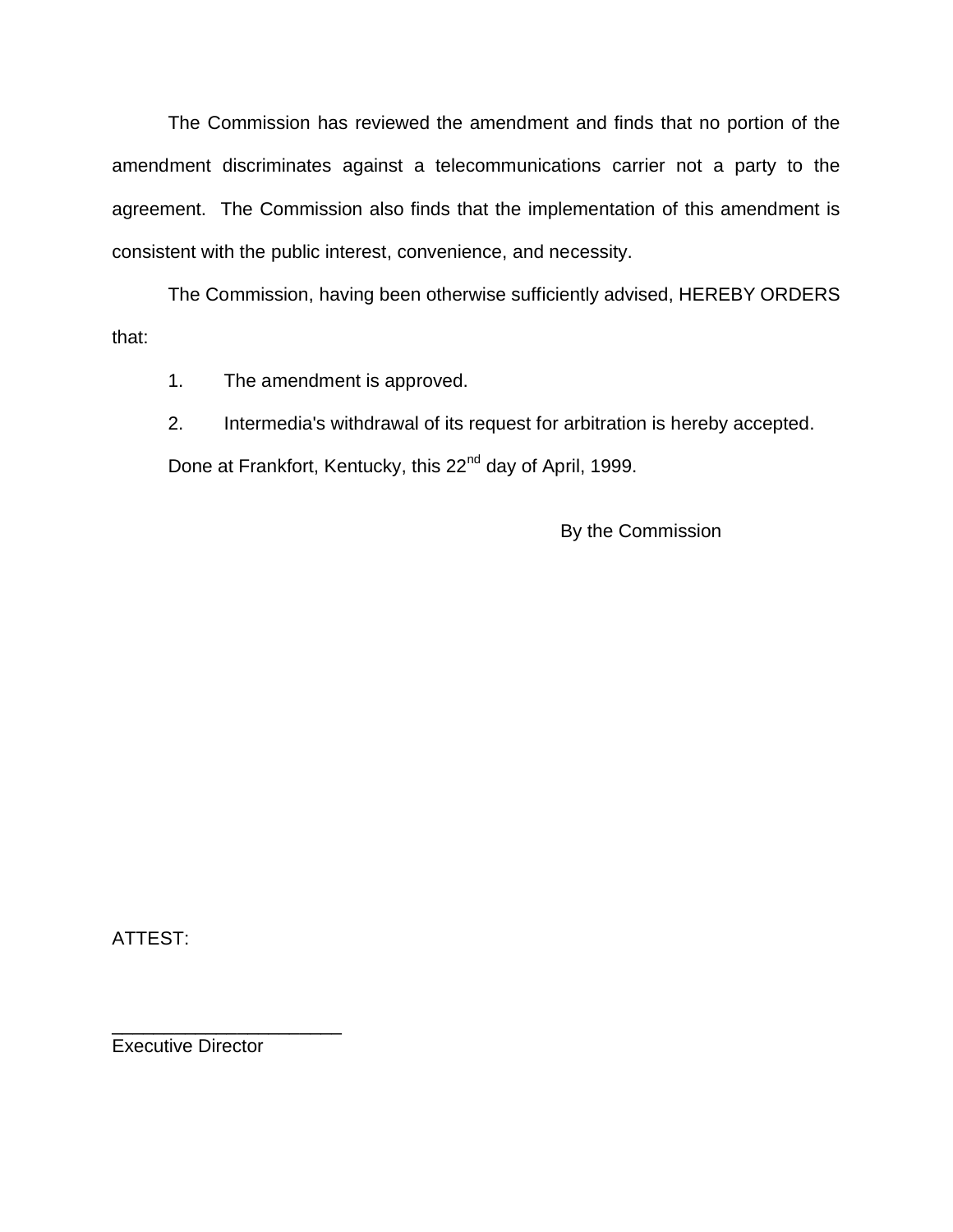The Commission has reviewed the amendment and finds that no portion of the amendment discriminates against a telecommunications carrier not a party to the agreement. The Commission also finds that the implementation of this amendment is consistent with the public interest, convenience, and necessity.

The Commission, having been otherwise sufficiently advised, HEREBY ORDERS that:

1. The amendment is approved.

2. Intermedia's withdrawal of its request for arbitration is hereby accepted.

Done at Frankfort, Kentucky, this 22nd day of April, 1999.

By the Commission

ATTEST:

______________________
Executive Director